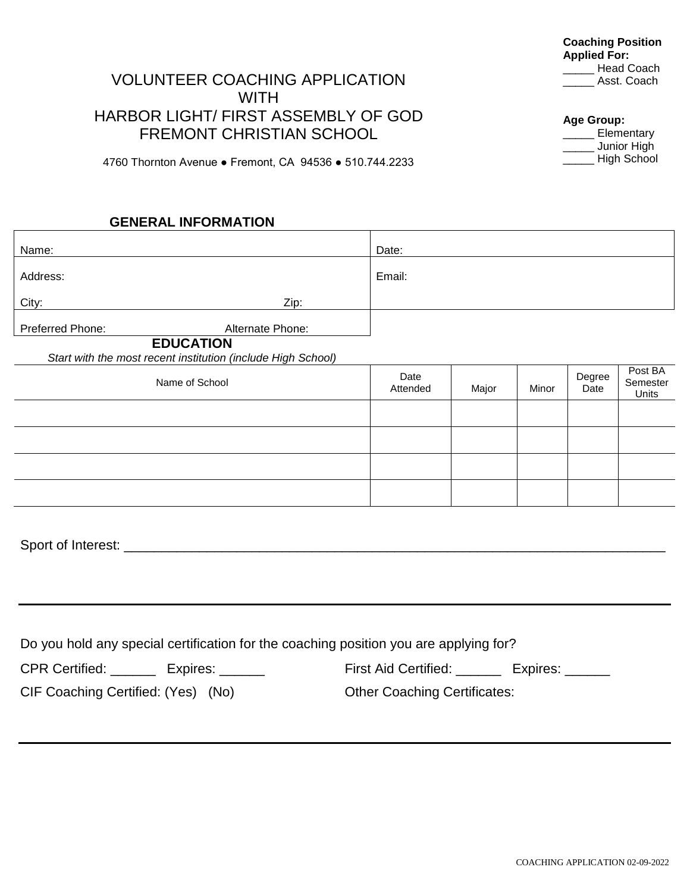**Coaching Position Applied For:**
_____ Head Coach
_____ Asst. Coach

**Age Group:**
_____ Elementary
_____ Junior High
_____ High School

# VOLUNTEER COACHING APPLICATION WITH HARBOR LIGHT/ FIRST ASSEMBLY OF GOD FREMONT CHRISTIAN SCHOOL

4760 Thornton Avenue ● Fremont, CA 94536 ● 510.744.2233

## GENERAL INFORMATION

| | |
|---|---|
| Name: | Date: |
| Address: | Email: |
| City: Zip: | |
| Preferred Phone: Alternate Phone: | |

## EDUCATION

*Start with the most recent institution (include High School)*

| Name of School | Date Attended | Major | Minor | Degree Date | Post BA Semester Units |
|---|---|---|---|---|---|
| | | | | | |
| | | | | | |
| | | | | | |
| | | | | | |

Sport of Interest: ___________________________________________________________________________

---

Do you hold any special certification for the coaching position you are applying for?

CPR Certified: ______ Expires: ______

First Aid Certified: ______ Expires: ______

CIF Coaching Certified: (Yes) (No)

Other Coaching Certificates:

---

COACHING APPLICATION 02-09-2022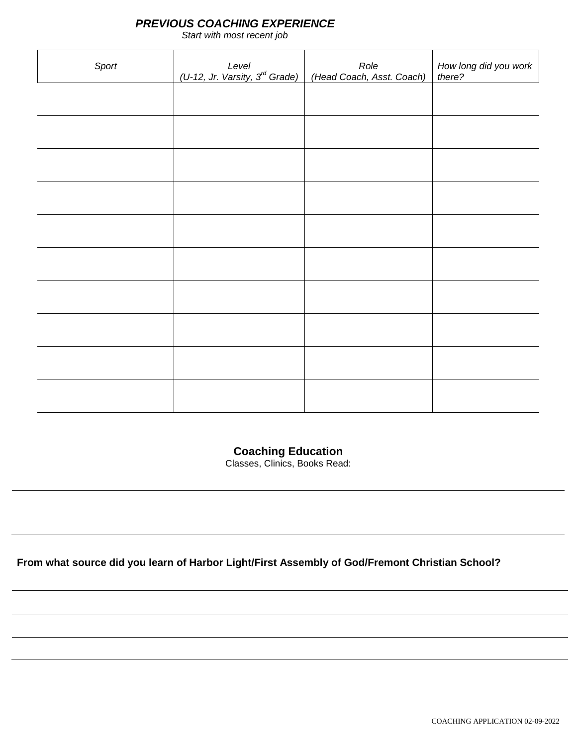## ***PREVIOUS COACHING EXPERIENCE***

*Start with most recent job*

| *Sport* | *Level (U-12, Jr. Varsity, 3rd Grade)* | *Role (Head Coach, Asst. Coach)* | *How long did you work there?* |
|---|---|---|---|
| | | | |
| | | | |
| | | | |
| | | | |
| | | | |
| | | | |
| | | | |
| | | | |
| | | | |
| | | | |

## **Coaching Education**

Classes, Clinics, Books Read:

______________________________________________________________________________

______________________________________________________________________________

______________________________________________________________________________

**From what source did you learn of Harbor Light/First Assembly of God/Fremont Christian School?**

______________________________________________________________________________

______________________________________________________________________________

______________________________________________________________________________

______________________________________________________________________________

COACHING APPLICATION 02-09-2022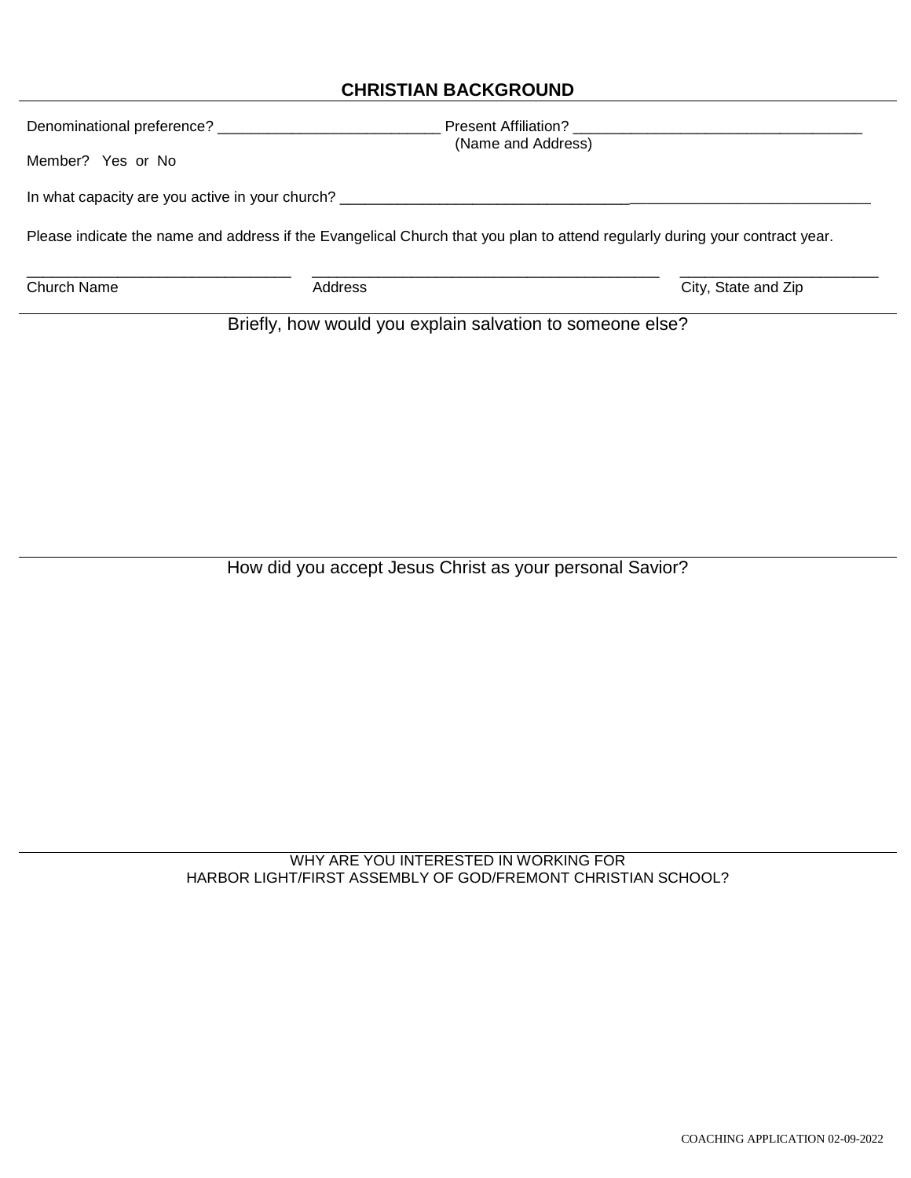## CHRISTIAN BACKGROUND

Denominational preference? ___________________________ Present Affiliation? ___________________________________
(Name and Address)

Member? Yes or No

In what capacity are you active in your church? ____________________________________________________________________

Please indicate the name and address if the Evangelical Church that you plan to attend regularly during your contract year.

________________________________ ___________________________________________ ________________________
Church Name Address City, State and Zip

---

Briefly, how would you explain salvation to someone else?

---

How did you accept Jesus Christ as your personal Savior?

---

WHY ARE YOU INTERESTED IN WORKING FOR
HARBOR LIGHT/FIRST ASSEMBLY OF GOD/FREMONT CHRISTIAN SCHOOL?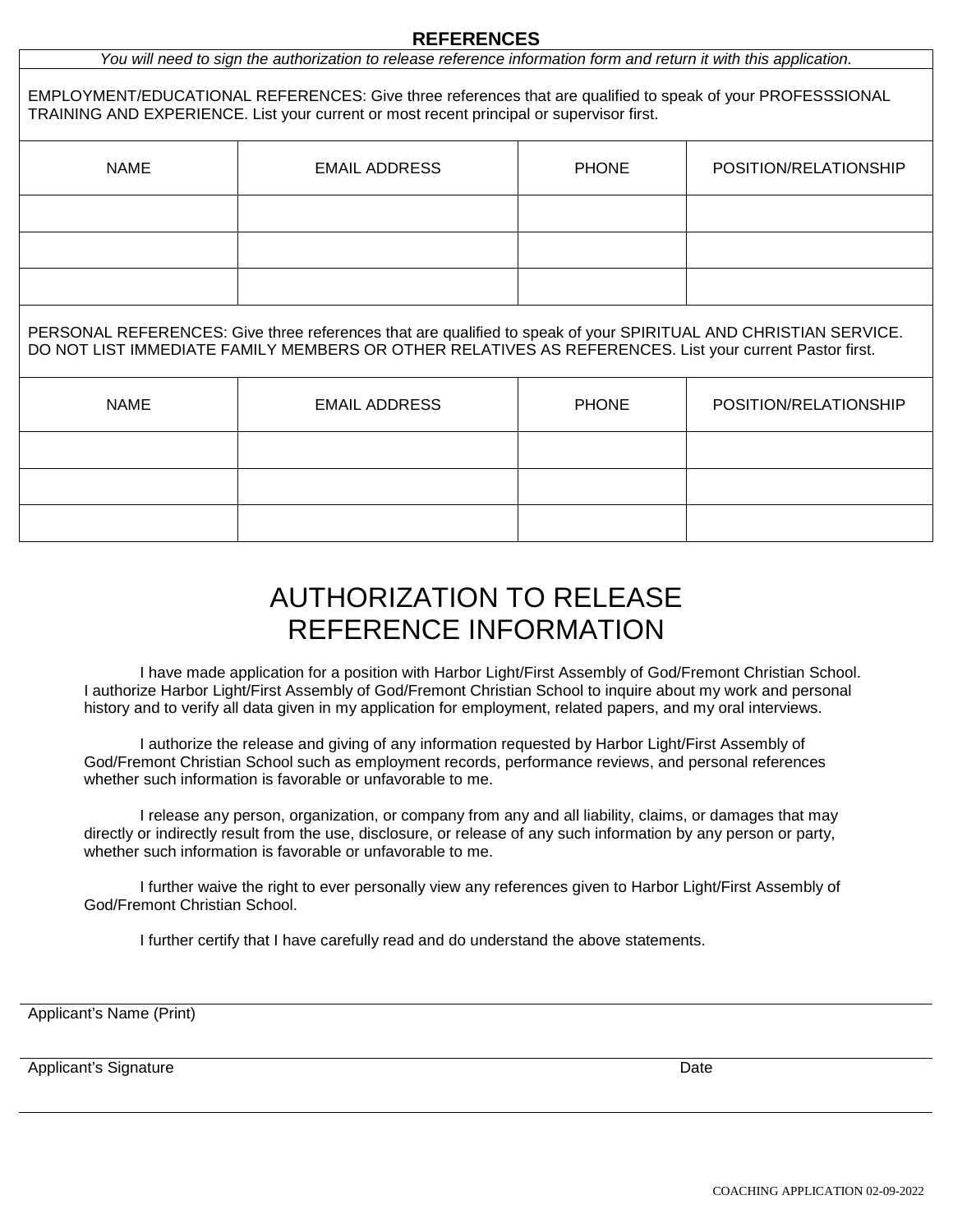## REFERENCES

*You will need to sign the authorization to release reference information form and return it with this application.*

EMPLOYMENT/EDUCATIONAL REFERENCES: Give three references that are qualified to speak of your PROFESSSIONAL TRAINING AND EXPERIENCE. List your current or most recent principal or supervisor first.

| NAME | EMAIL ADDRESS | PHONE | POSITION/RELATIONSHIP |
|---|---|---|---|
| | | | |
| | | | |
| | | | |

PERSONAL REFERENCES: Give three references that are qualified to speak of your SPIRITUAL AND CHRISTIAN SERVICE. DO NOT LIST IMMEDIATE FAMILY MEMBERS OR OTHER RELATIVES AS REFERENCES. List your current Pastor first.

| NAME | EMAIL ADDRESS | PHONE | POSITION/RELATIONSHIP |
|---|---|---|---|
| | | | |
| | | | |
| | | | |

# AUTHORIZATION TO RELEASE REFERENCE INFORMATION

I have made application for a position with Harbor Light/First Assembly of God/Fremont Christian School. I authorize Harbor Light/First Assembly of God/Fremont Christian School to inquire about my work and personal history and to verify all data given in my application for employment, related papers, and my oral interviews.

I authorize the release and giving of any information requested by Harbor Light/First Assembly of God/Fremont Christian School such as employment records, performance reviews, and personal references whether such information is favorable or unfavorable to me.

I release any person, organization, or company from any and all liability, claims, or damages that may directly or indirectly result from the use, disclosure, or release of any such information by any person or party, whether such information is favorable or unfavorable to me.

I further waive the right to ever personally view any references given to Harbor Light/First Assembly of God/Fremont Christian School.

I further certify that I have carefully read and do understand the above statements.

Applicant's Name (Print)

Applicant's Signature Date

COACHING APPLICATION 02-09-2022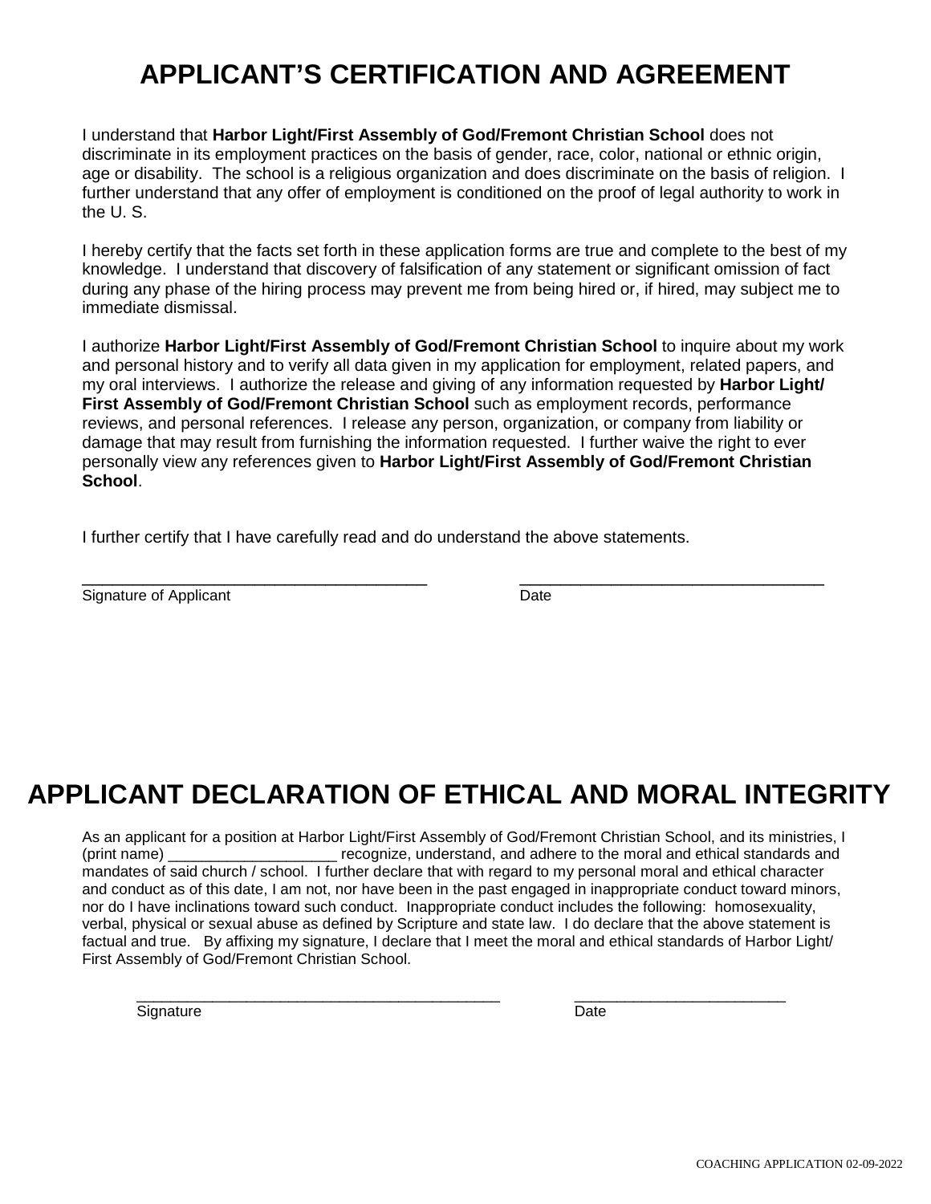# APPLICANT'S CERTIFICATION AND AGREEMENT

I understand that **Harbor Light/First Assembly of God/Fremont Christian School** does not discriminate in its employment practices on the basis of gender, race, color, national or ethnic origin, age or disability. The school is a religious organization and does discriminate on the basis of religion. I further understand that any offer of employment is conditioned on the proof of legal authority to work in the U. S.

I hereby certify that the facts set forth in these application forms are true and complete to the best of my knowledge. I understand that discovery of falsification of any statement or significant omission of fact during any phase of the hiring process may prevent me from being hired or, if hired, may subject me to immediate dismissal.

I authorize **Harbor Light/First Assembly of God/Fremont Christian School** to inquire about my work and personal history and to verify all data given in my application for employment, related papers, and my oral interviews. I authorize the release and giving of any information requested by **Harbor Light/ First Assembly of God/Fremont Christian School** such as employment records, performance reviews, and personal references. I release any person, organization, or company from liability or damage that may result from furnishing the information requested. I further waive the right to ever personally view any references given to **Harbor Light/First Assembly of God/Fremont Christian School**.

I further certify that I have carefully read and do understand the above statements.

_______________________________________ &nbsp;&nbsp;&nbsp;&nbsp; ___________________________________
Signature of Applicant &nbsp;&nbsp;&nbsp;&nbsp; Date

# APPLICANT DECLARATION OF ETHICAL AND MORAL INTEGRITY

As an applicant for a position at Harbor Light/First Assembly of God/Fremont Christian School, and its ministries, I (print name) ____________________ recognize, understand, and adhere to the moral and ethical standards and mandates of said church / school. I further declare that with regard to my personal moral and ethical character and conduct as of this date, I am not, nor have been in the past engaged in inappropriate conduct toward minors, nor do I have inclinations toward such conduct. Inappropriate conduct includes the following: homosexuality, verbal, physical or sexual abuse as defined by Scripture and state law. I do declare that the above statement is factual and true. By affixing my signature, I declare that I meet the moral and ethical standards of Harbor Light/ First Assembly of God/Fremont Christian School.

_____________________________________________ &nbsp;&nbsp;&nbsp;&nbsp; _________________________
Signature &nbsp;&nbsp;&nbsp;&nbsp; Date

COACHING APPLICATION 02-09-2022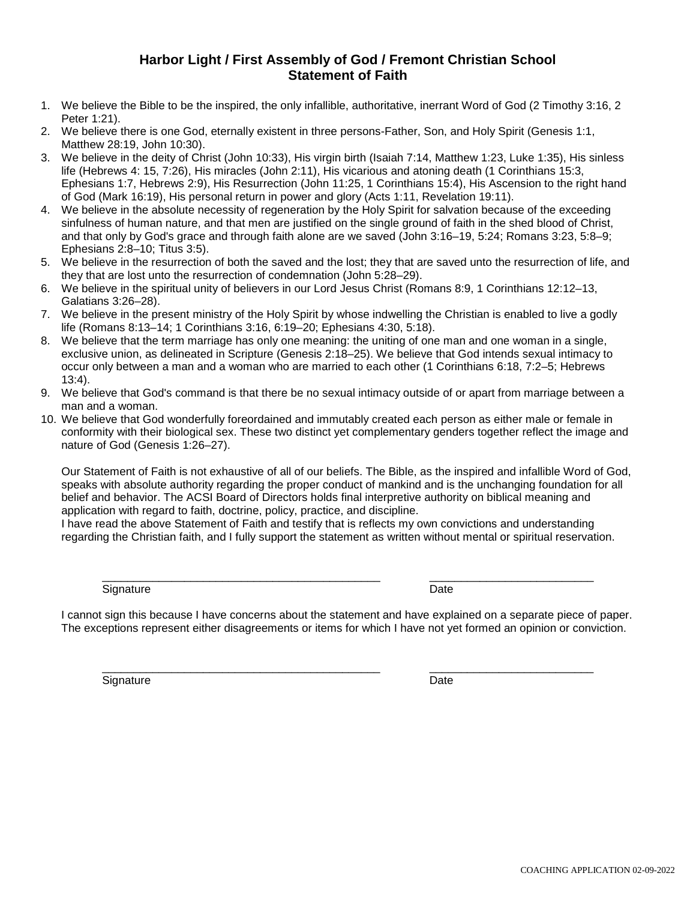## Harbor Light / First Assembly of God / Fremont Christian School
## Statement of Faith

1. We believe the Bible to be the inspired, the only infallible, authoritative, inerrant Word of God (2 Timothy 3:16, 2 Peter 1:21).
2. We believe there is one God, eternally existent in three persons-Father, Son, and Holy Spirit (Genesis 1:1, Matthew 28:19, John 10:30).
3. We believe in the deity of Christ (John 10:33), His virgin birth (Isaiah 7:14, Matthew 1:23, Luke 1:35), His sinless life (Hebrews 4: 15, 7:26), His miracles (John 2:11), His vicarious and atoning death (1 Corinthians 15:3, Ephesians 1:7, Hebrews 2:9), His Resurrection (John 11:25, 1 Corinthians 15:4), His Ascension to the right hand of God (Mark 16:19), His personal return in power and glory (Acts 1:11, Revelation 19:11).
4. We believe in the absolute necessity of regeneration by the Holy Spirit for salvation because of the exceeding sinfulness of human nature, and that men are justified on the single ground of faith in the shed blood of Christ, and that only by God's grace and through faith alone are we saved (John 3:16–19, 5:24; Romans 3:23, 5:8–9; Ephesians 2:8–10; Titus 3:5).
5. We believe in the resurrection of both the saved and the lost; they that are saved unto the resurrection of life, and they that are lost unto the resurrection of condemnation (John 5:28–29).
6. We believe in the spiritual unity of believers in our Lord Jesus Christ (Romans 8:9, 1 Corinthians 12:12–13, Galatians 3:26–28).
7. We believe in the present ministry of the Holy Spirit by whose indwelling the Christian is enabled to live a godly life (Romans 8:13–14; 1 Corinthians 3:16, 6:19–20; Ephesians 4:30, 5:18).
8. We believe that the term marriage has only one meaning: the uniting of one man and one woman in a single, exclusive union, as delineated in Scripture (Genesis 2:18–25). We believe that God intends sexual intimacy to occur only between a man and a woman who are married to each other (1 Corinthians 6:18, 7:2–5; Hebrews 13:4).
9. We believe that God's command is that there be no sexual intimacy outside of or apart from marriage between a man and a woman.
10. We believe that God wonderfully foreordained and immutably created each person as either male or female in conformity with their biological sex. These two distinct yet complementary genders together reflect the image and nature of God (Genesis 1:26–27).

Our Statement of Faith is not exhaustive of all of our beliefs. The Bible, as the inspired and infallible Word of God, speaks with absolute authority regarding the proper conduct of mankind and is the unchanging foundation for all belief and behavior. The ACSI Board of Directors holds final interpretive authority on biblical meaning and application with regard to faith, doctrine, policy, practice, and discipline.
I have read the above Statement of Faith and testify that is reflects my own convictions and understanding regarding the Christian faith, and I fully support the statement as written without mental or spiritual reservation.

\_\_\_\_\_\_\_\_\_\_\_\_\_\_\_\_\_\_\_\_\_\_\_\_\_\_\_\_\_\_\_\_\_\_\_\_\_\_\_\_\_\_\_ \_\_\_\_\_\_\_\_\_\_\_\_\_\_\_\_\_\_\_\_\_\_\_\_\_
Signature Date

I cannot sign this because I have concerns about the statement and have explained on a separate piece of paper. The exceptions represent either disagreements or items for which I have not yet formed an opinion or conviction.

\_\_\_\_\_\_\_\_\_\_\_\_\_\_\_\_\_\_\_\_\_\_\_\_\_\_\_\_\_\_\_\_\_\_\_\_\_\_\_\_\_\_\_ \_\_\_\_\_\_\_\_\_\_\_\_\_\_\_\_\_\_\_\_\_\_\_\_\_
Signature Date

COACHING APPLICATION 02-09-2022